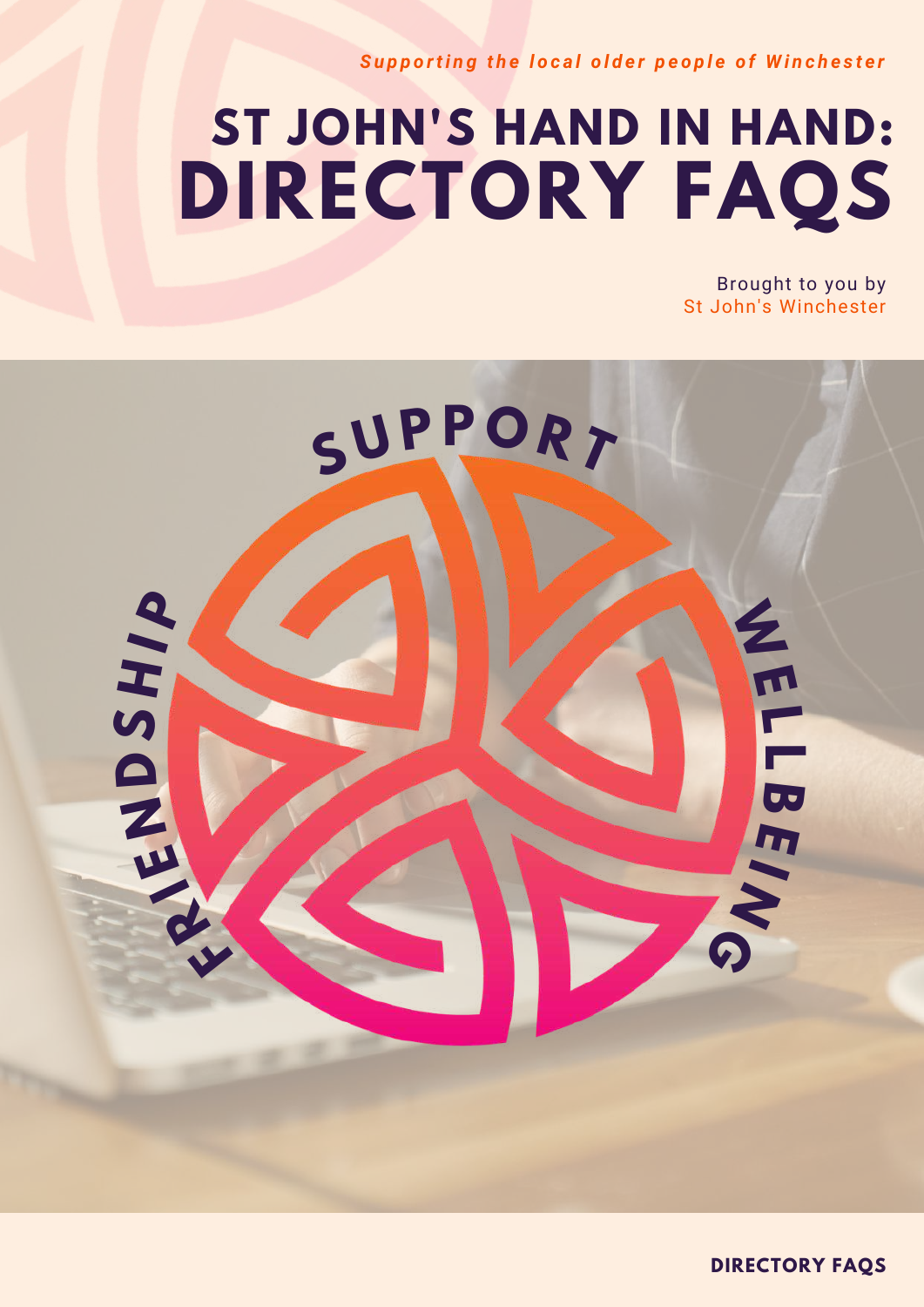*Supporting the local older people of Winchester*

# ST JOHN'S HAND IN HAND: DIRECTORY FAQS

Brought to you by
St John's Winchester

SUPPORT

FRIENDSHIP

WELLBEING

**DIRECTORY FAQS**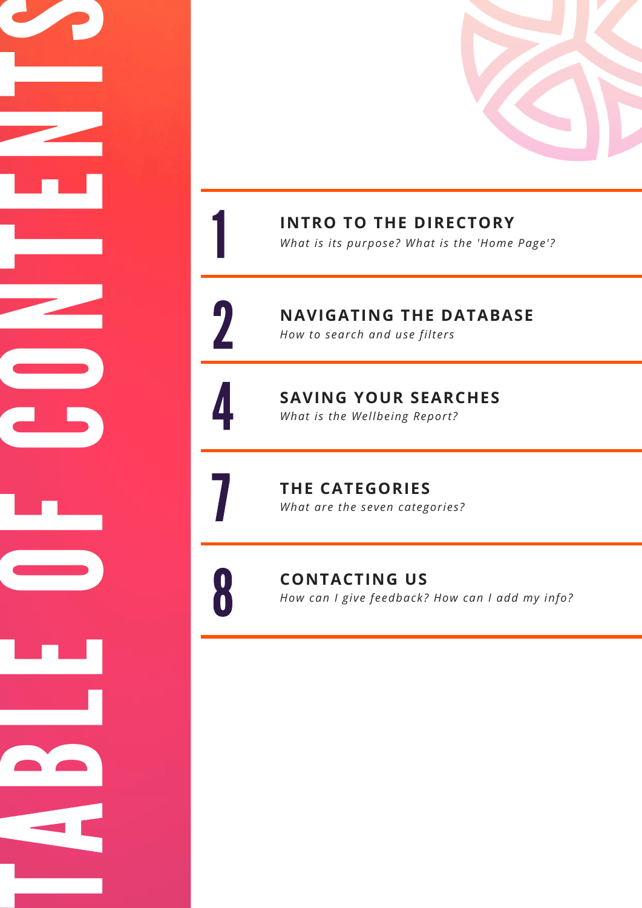# TABLE OF CONTENTS

1 **INTRO TO THE DIRECTORY**
*What is its purpose? What is the 'Home Page'?*

2 **NAVIGATING THE DATABASE**
*How to search and use filters*

4 **SAVING YOUR SEARCHES**
*What is the Wellbeing Report?*

7 **THE CATEGORIES**
*What are the seven categories?*

8 **CONTACTING US**
*How can I give feedback? How can I add my info?*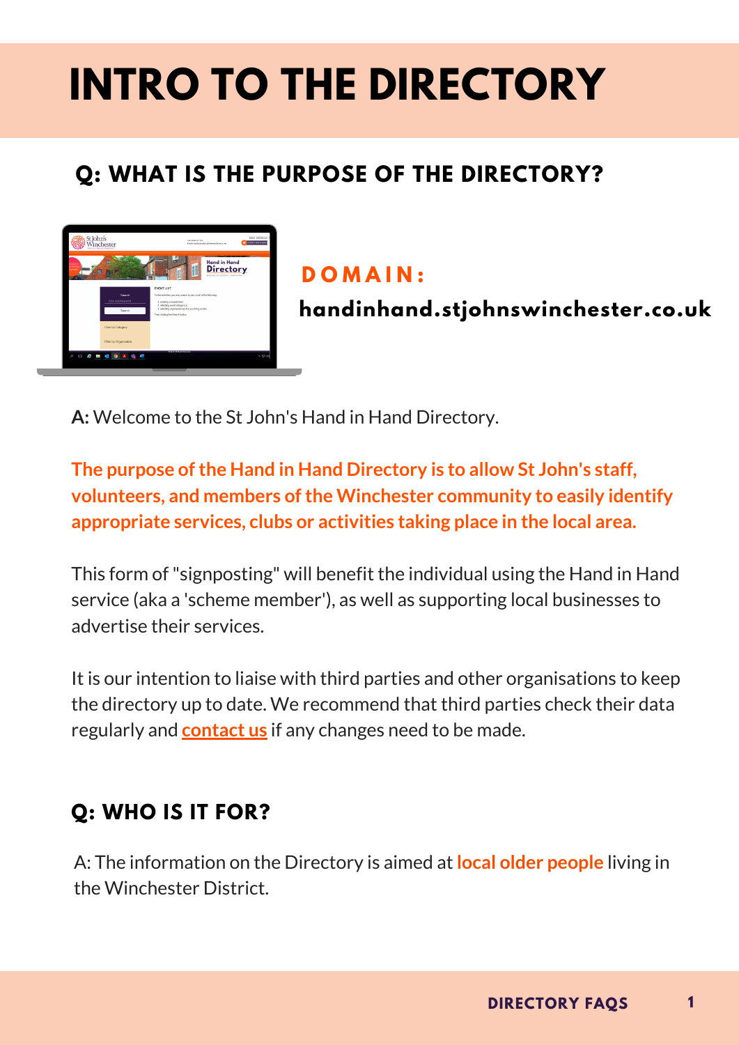# INTRO TO THE DIRECTORY

## Q: WHAT IS THE PURPOSE OF THE DIRECTORY?

**DOMAIN:**

**handinhand.stjohnswinchester.co.uk**

**A:** Welcome to the St John's Hand in Hand Directory.

**The purpose of the Hand in Hand Directory is to allow St John's staff, volunteers, and members of the Winchester community to easily identify appropriate services, clubs or activities taking place in the local area.**

This form of "signposting" will benefit the individual using the Hand in Hand service (aka a 'scheme member'), as well as supporting local businesses to advertise their services.

It is our intention to liaise with third parties and other organisations to keep the directory up to date. We recommend that third parties check their data regularly and **contact us** if any changes need to be made.

## Q: WHO IS IT FOR?

A: The information on the Directory is aimed at **local older people** living in the Winchester District.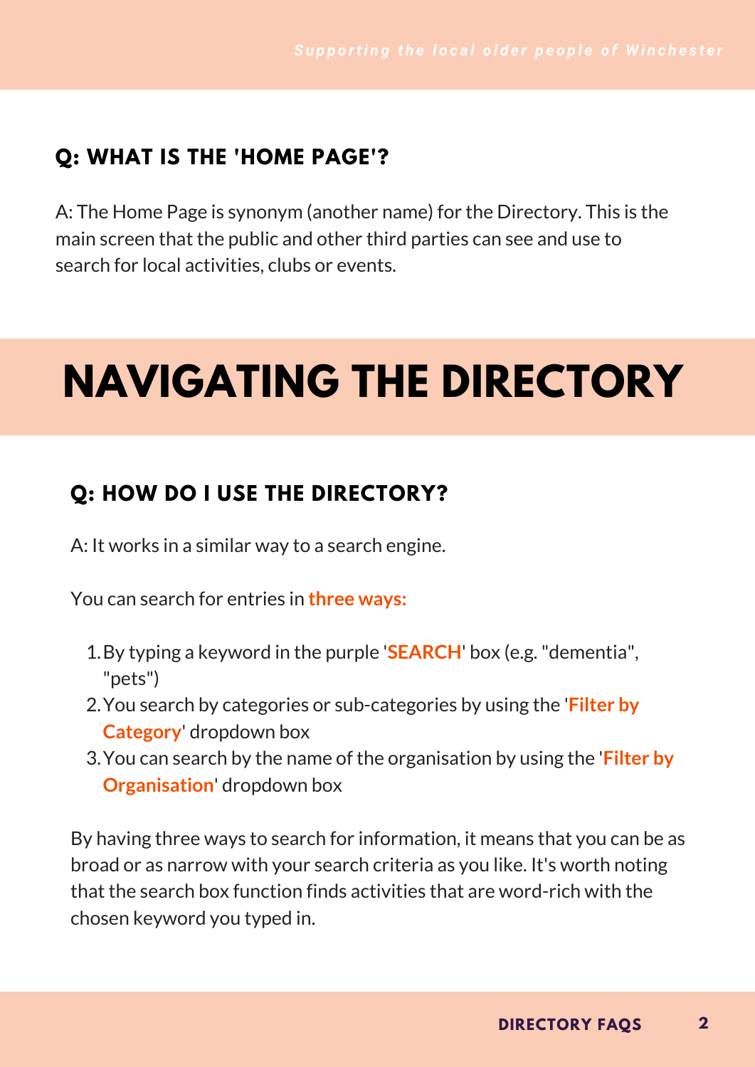### Q: WHAT IS THE 'HOME PAGE'?

A: The Home Page is synonym (another name) for the Directory. This is the main screen that the public and other third parties can see and use to search for local activities, clubs or events.

# NAVIGATING THE DIRECTORY

### Q: HOW DO I USE THE DIRECTORY?

A: It works in a similar way to a search engine.

You can search for entries in **three ways:**

1. By typing a keyword in the purple '**SEARCH**' box (e.g. "dementia", "pets")
2. You search by categories or sub-categories by using the '**Filter by Category**' dropdown box
3. You can search by the name of the organisation by using the '**Filter by Organisation**' dropdown box

By having three ways to search for information, it means that you can be as broad or as narrow with your search criteria as you like. It's worth noting that the search box function finds activities that are word-rich with the chosen keyword you typed in.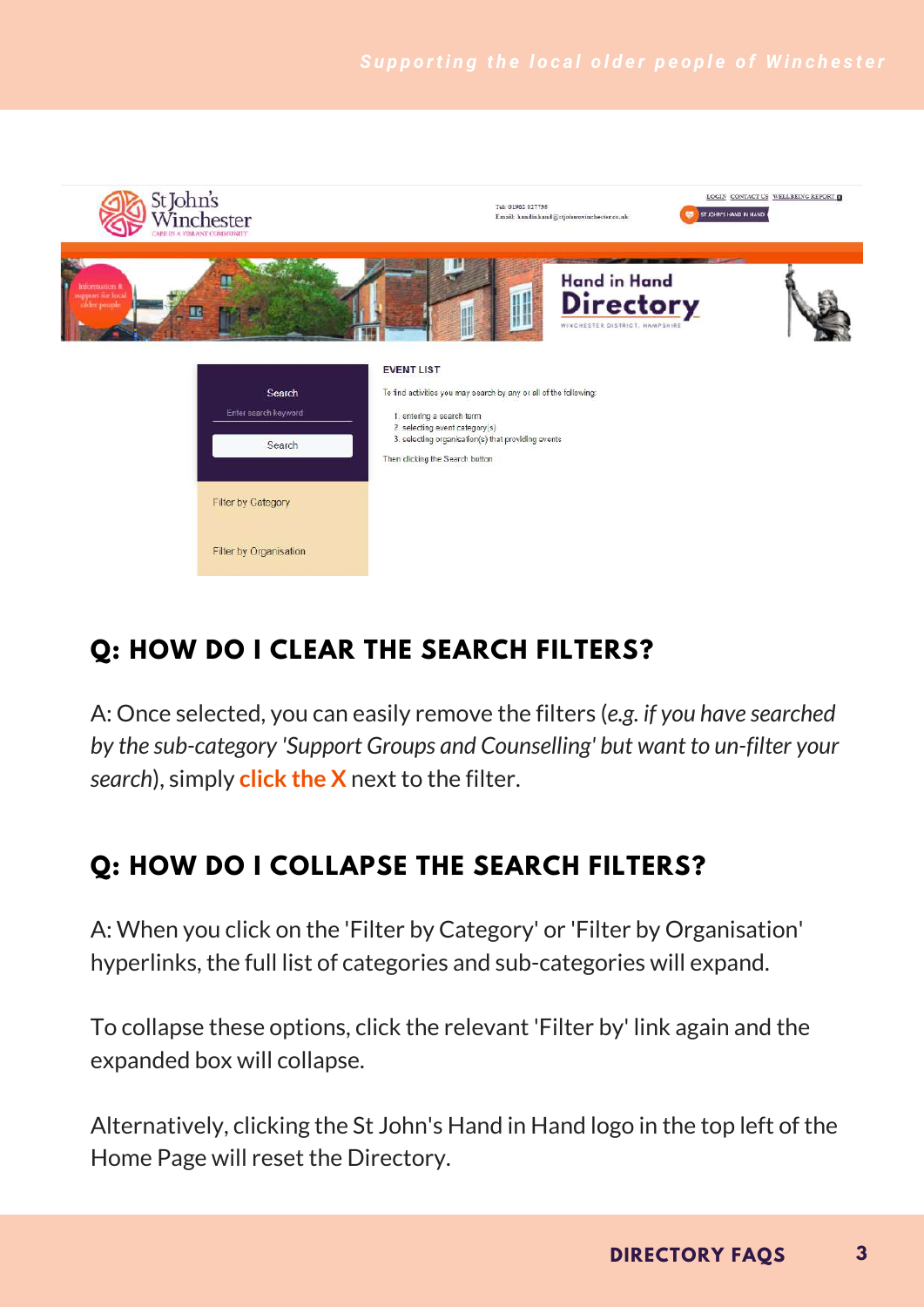## Q: HOW DO I CLEAR THE SEARCH FILTERS?

A: Once selected, you can easily remove the filters (*e.g. if you have searched by the sub-category 'Support Groups and Counselling' but want to un-filter your search*), simply **click the X** next to the filter.

## Q: HOW DO I COLLAPSE THE SEARCH FILTERS?

A: When you click on the 'Filter by Category' or 'Filter by Organisation' hyperlinks, the full list of categories and sub-categories will expand.

To collapse these options, click the relevant 'Filter by' link again and the expanded box will collapse.

Alternatively, clicking the St John's Hand in Hand logo in the top left of the Home Page will reset the Directory.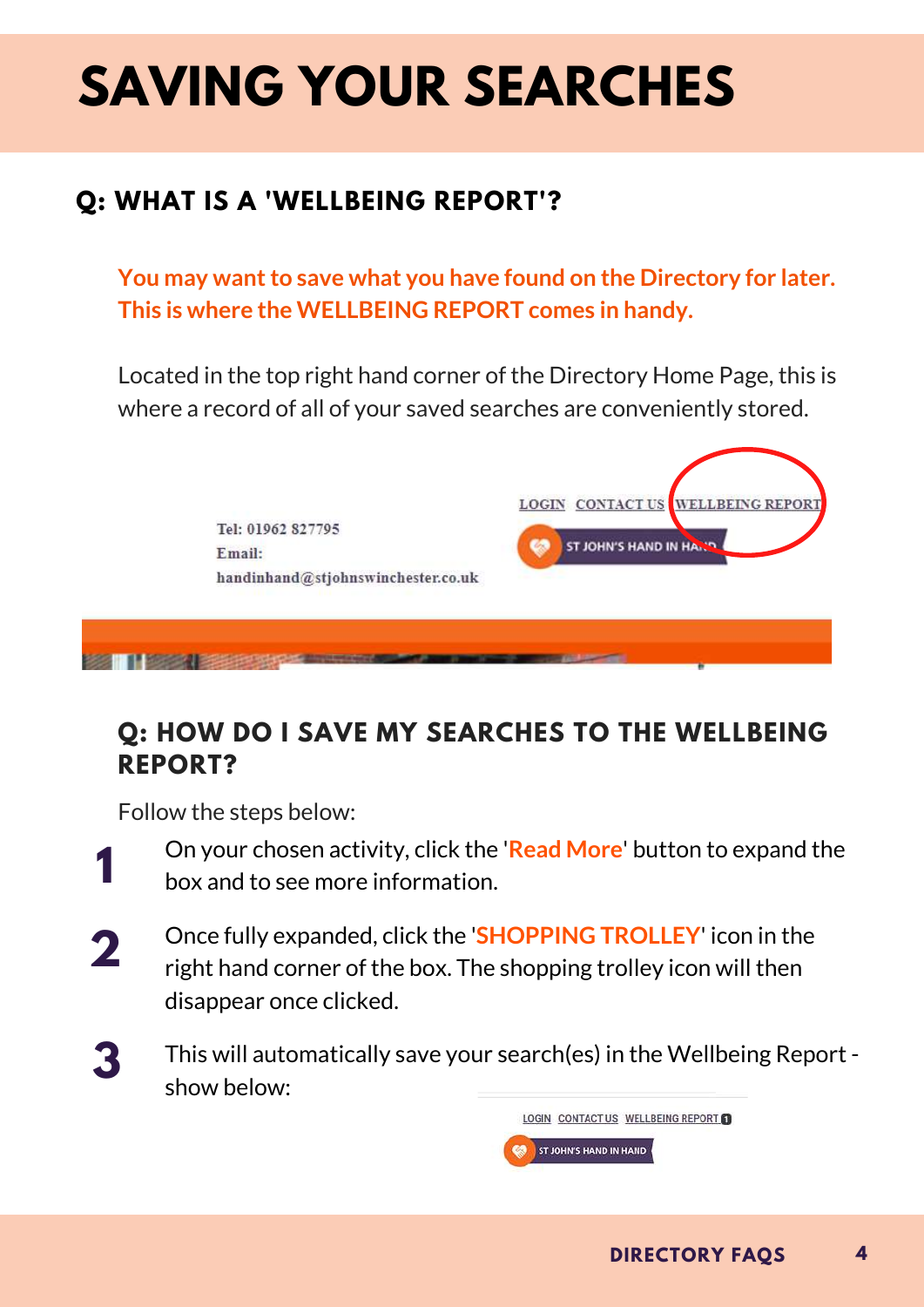# SAVING YOUR SEARCHES

## Q: WHAT IS A 'WELLBEING REPORT'?

**You may want to save what you have found on the Directory for later. This is where the WELLBEING REPORT comes in handy.**

Located in the top right hand corner of the Directory Home Page, this is where a record of all of your saved searches are conveniently stored.

## Q: HOW DO I SAVE MY SEARCHES TO THE WELLBEING REPORT?

Follow the steps below:

1. On your chosen activity, click the '**Read More**' button to expand the box and to see more information.
2. Once fully expanded, click the '**SHOPPING TROLLEY**' icon in the right hand corner of the box. The shopping trolley icon will then disappear once clicked.
3. This will automatically save your search(es) in the Wellbeing Report - show below: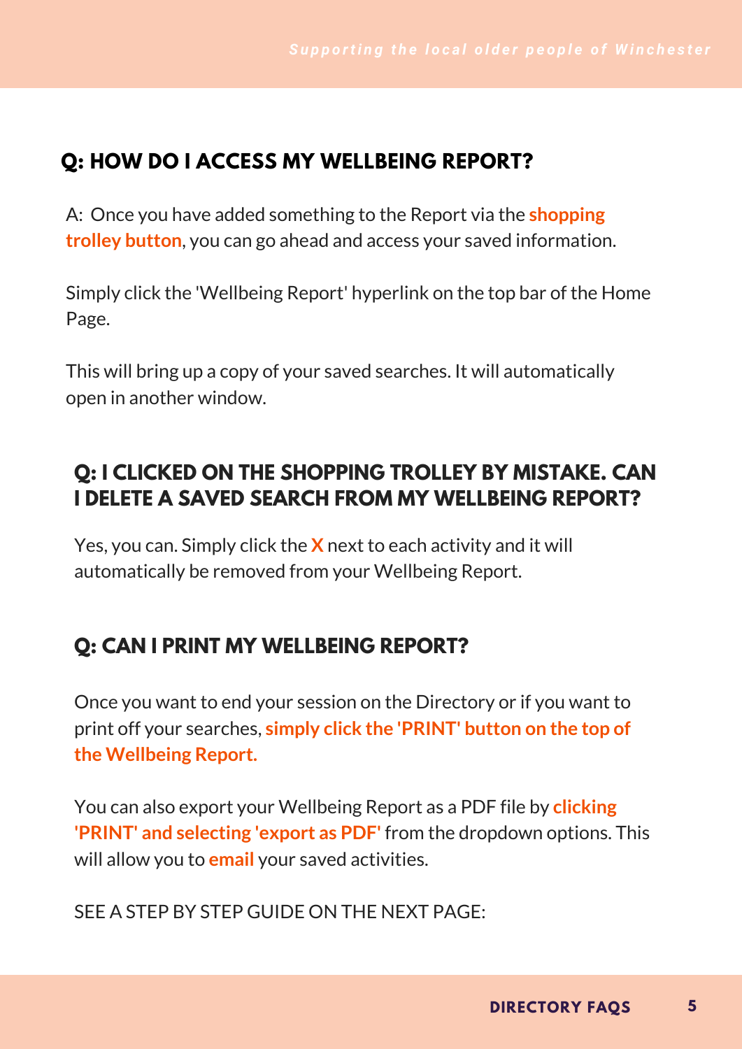## Q: HOW DO I ACCESS MY WELLBEING REPORT?

A: Once you have added something to the Report via the **shopping trolley button**, you can go ahead and access your saved information.

Simply click the 'Wellbeing Report' hyperlink on the top bar of the Home Page.

This will bring up a copy of your saved searches. It will automatically open in another window.

## Q: I CLICKED ON THE SHOPPING TROLLEY BY MISTAKE. CAN I DELETE A SAVED SEARCH FROM MY WELLBEING REPORT?

Yes, you can. Simply click the **X** next to each activity and it will automatically be removed from your Wellbeing Report.

## Q: CAN I PRINT MY WELLBEING REPORT?

Once you want to end your session on the Directory or if you want to print off your searches, **simply click the 'PRINT' button on the top of the Wellbeing Report.**

You can also export your Wellbeing Report as a PDF file by **clicking 'PRINT' and selecting 'export as PDF'** from the dropdown options. This will allow you to **email** your saved activities.

SEE A STEP BY STEP GUIDE ON THE NEXT PAGE: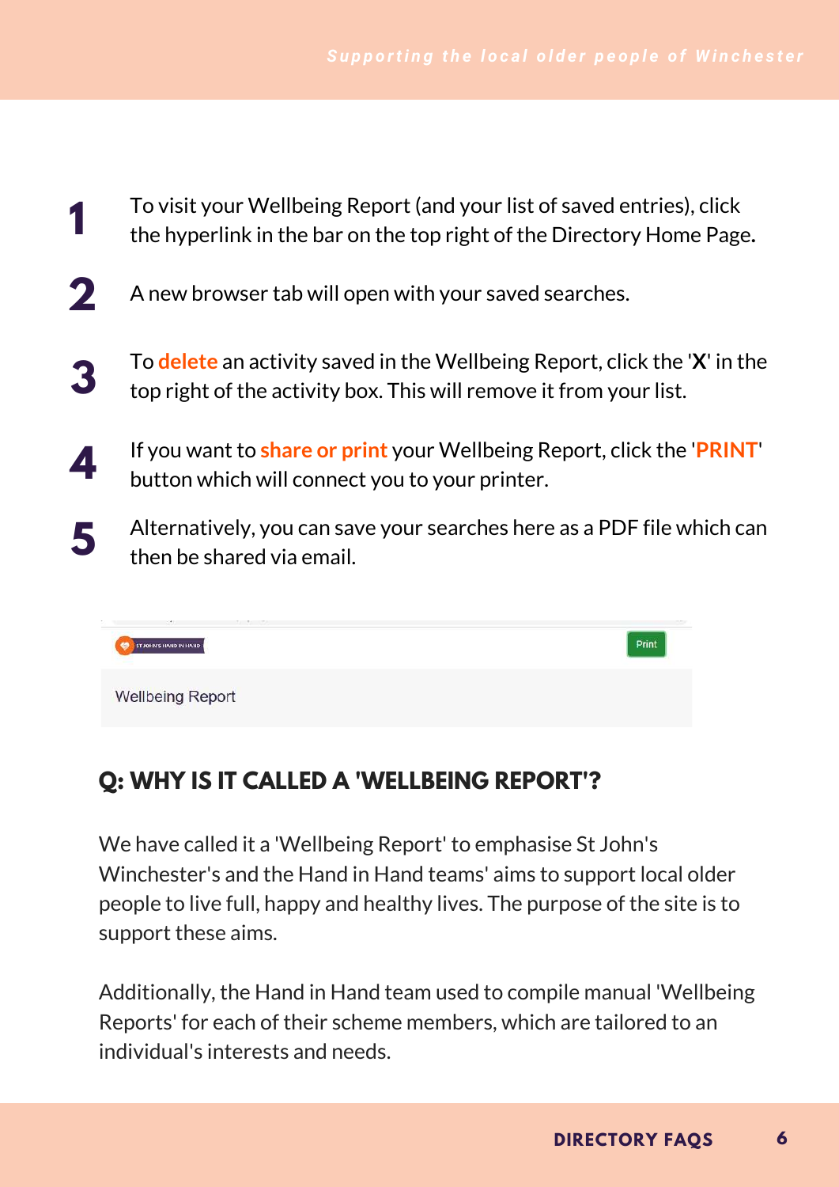1. To visit your Wellbeing Report (and your list of saved entries), click the hyperlink in the bar on the top right of the Directory Home Page.
2. A new browser tab will open with your saved searches.
3. To **delete** an activity saved in the Wellbeing Report, click the '**X**' in the top right of the activity box. This will remove it from your list.
4. If you want to **share or print** your Wellbeing Report, click the '**PRINT**' button which will connect you to your printer.
5. Alternatively, you can save your searches here as a PDF file which can then be shared via email.

## Q: WHY IS IT CALLED A 'WELLBEING REPORT'?

We have called it a 'Wellbeing Report' to emphasise St John's Winchester's and the Hand in Hand teams' aims to support local older people to live full, happy and healthy lives. The purpose of the site is to support these aims.

Additionally, the Hand in Hand team used to compile manual 'Wellbeing Reports' for each of their scheme members, which are tailored to an individual's interests and needs.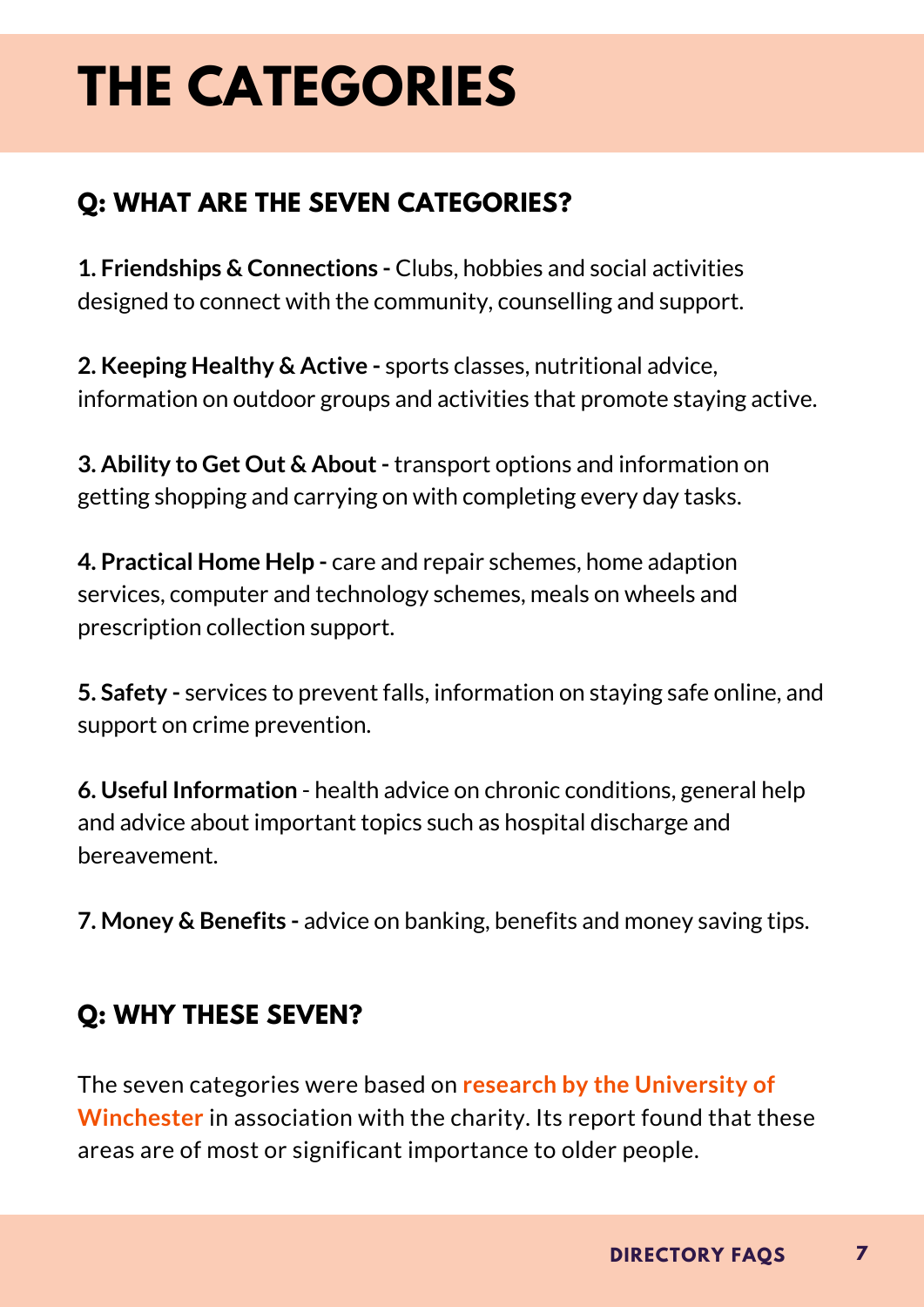# THE CATEGORIES

## Q: WHAT ARE THE SEVEN CATEGORIES?

**1. Friendships & Connections -** Clubs, hobbies and social activities designed to connect with the community, counselling and support.

**2. Keeping Healthy & Active -** sports classes, nutritional advice, information on outdoor groups and activities that promote staying active.

**3. Ability to Get Out & About -** transport options and information on getting shopping and carrying on with completing every day tasks.

**4. Practical Home Help -** care and repair schemes, home adaption services, computer and technology schemes, meals on wheels and prescription collection support.

**5. Safety -** services to prevent falls, information on staying safe online, and support on crime prevention.

**6. Useful Information** - health advice on chronic conditions, general help and advice about important topics such as hospital discharge and bereavement.

**7. Money & Benefits -** advice on banking, benefits and money saving tips.

## Q: WHY THESE SEVEN?

The seven categories were based on **research by the University of Winchester** in association with the charity. Its report found that these areas are of most or significant importance to older people.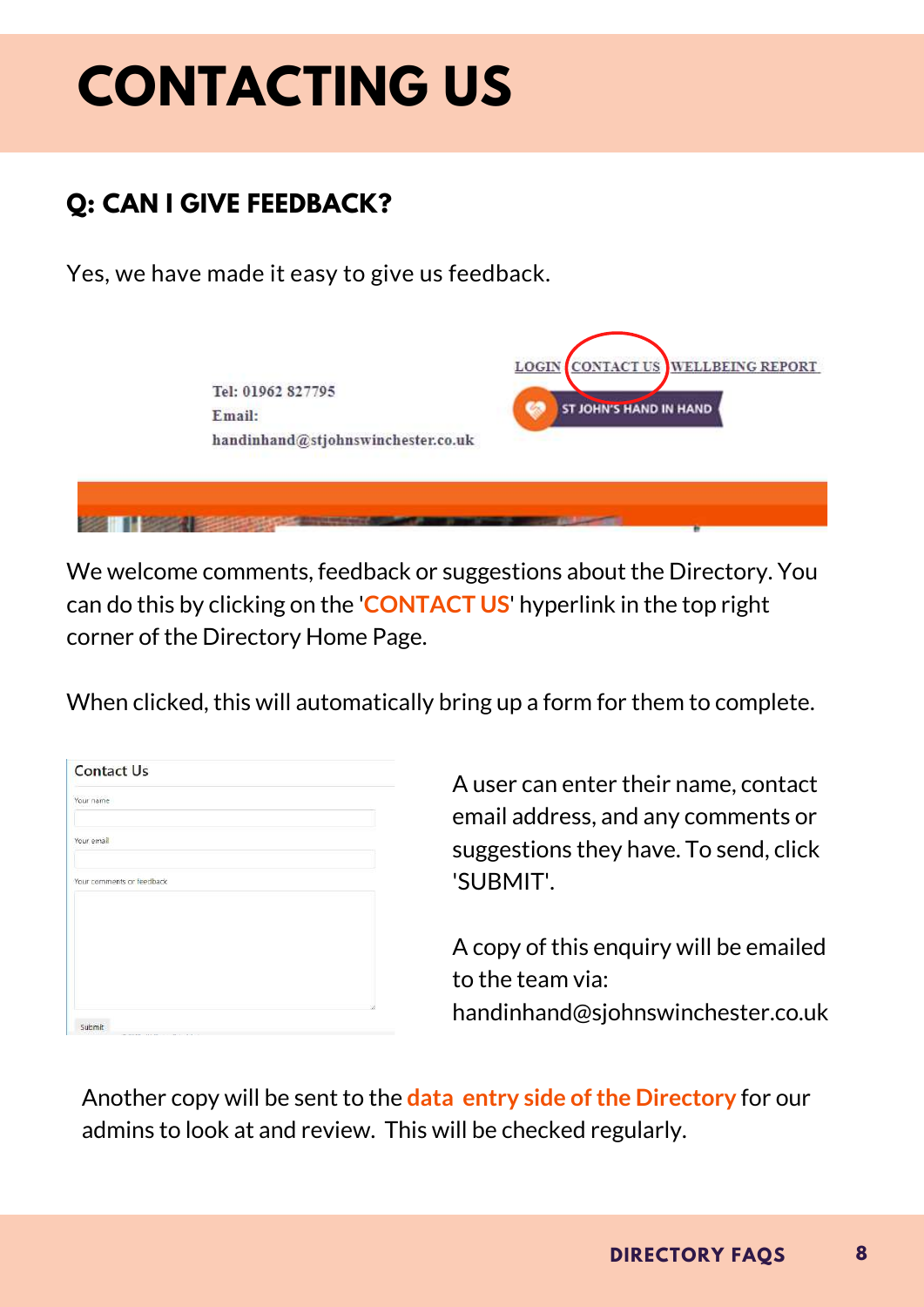# CONTACTING US

## Q: CAN I GIVE FEEDBACK?

Yes, we have made it easy to give us feedback.

Tel: 01962 827795
Email:
handinhand@stjohnswinchester.co.uk

LOGIN CONTACT US WELLBEING REPORT

ST JOHN'S HAND IN HAND

We welcome comments, feedback or suggestions about the Directory. You can do this by clicking on the '**CONTACT US**' hyperlink in the top right corner of the Directory Home Page.

When clicked, this will automatically bring up a form for them to complete.

Contact Us

Your name

Your email

Your comments or feedback

Submit

A user can enter their name, contact email address, and any comments or suggestions they have. To send, click 'SUBMIT'.

A copy of this enquiry will be emailed to the team via: handinhand@sjohnswinchester.co.uk

Another copy will be sent to the **data entry side of the Directory** for our admins to look at and review. This will be checked regularly.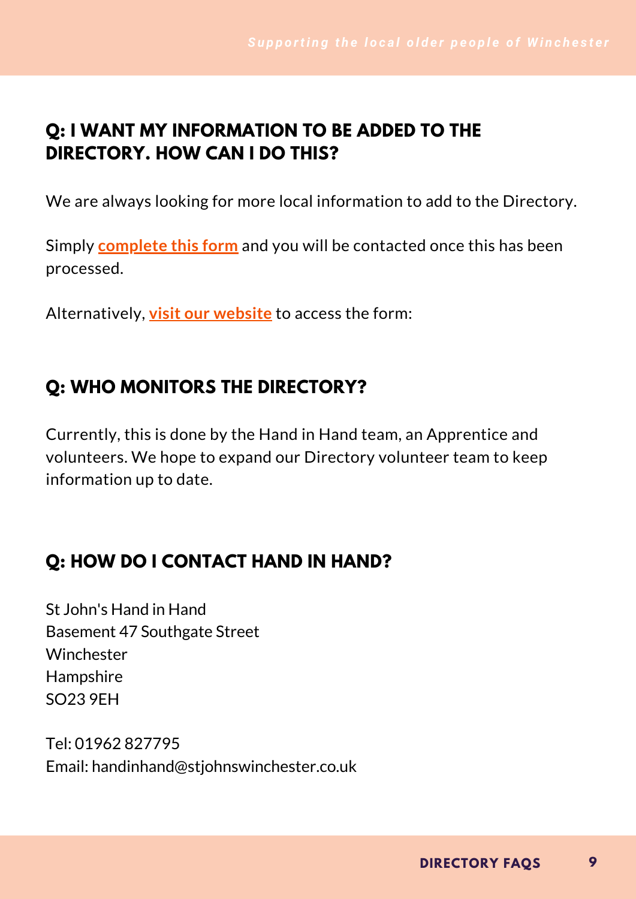## Q: I WANT MY INFORMATION TO BE ADDED TO THE DIRECTORY. HOW CAN I DO THIS?

We are always looking for more local information to add to the Directory.

Simply **complete this form** and you will be contacted once this has been processed.

Alternatively, **visit our website** to access the form:

## Q: WHO MONITORS THE DIRECTORY?

Currently, this is done by the Hand in Hand team, an Apprentice and volunteers. We hope to expand our Directory volunteer team to keep information up to date.

## Q: HOW DO I CONTACT HAND IN HAND?

St John's Hand in Hand
Basement 47 Southgate Street
Winchester
Hampshire
SO23 9EH

Tel: 01962 827795
Email: handinhand@stjohnswinchester.co.uk